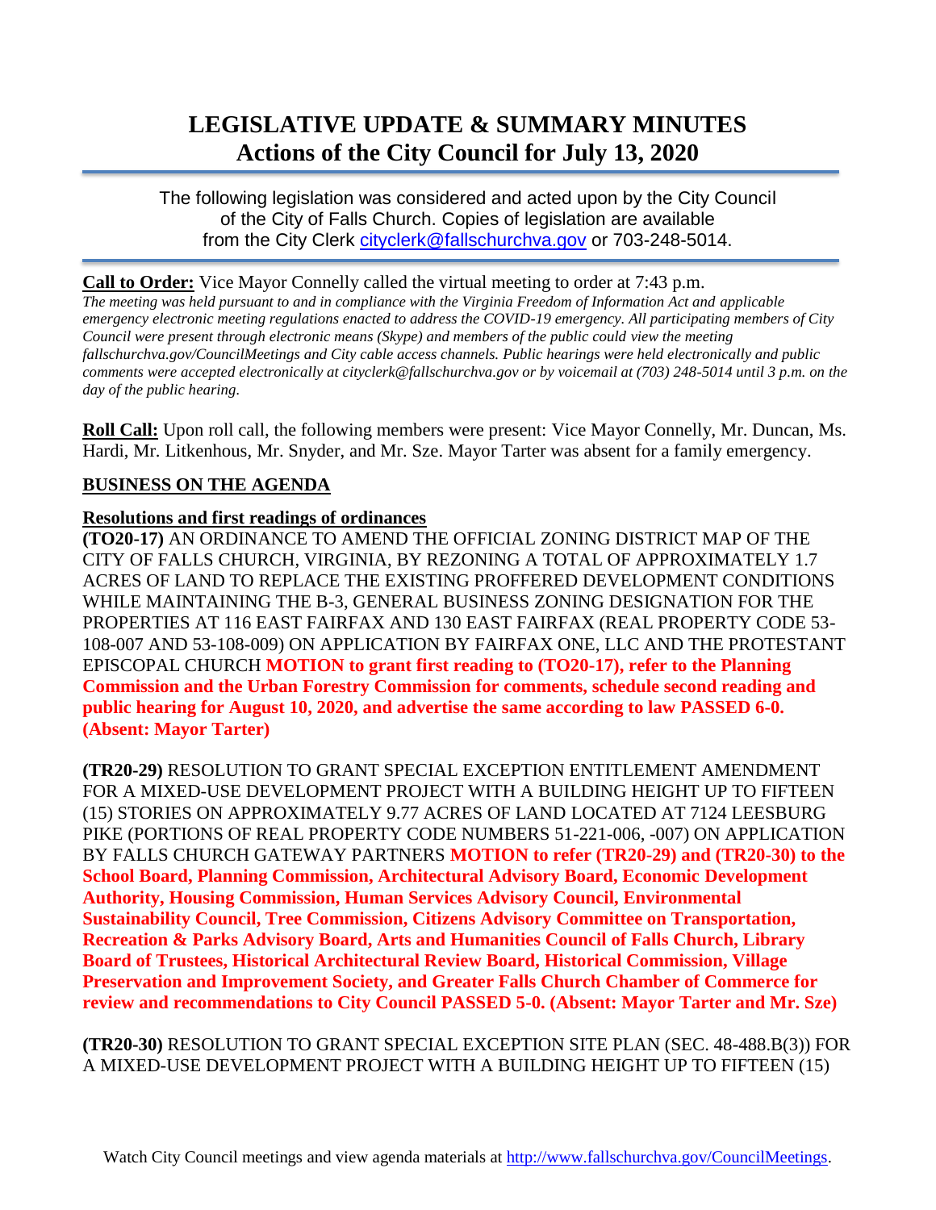# LEGISLATIVE UPDATE & SUMMARY MINUTES
## Actions of the City Council for July 13, 2020

The following legislation was considered and acted upon by the City Council of the City of Falls Church. Copies of legislation are available from the City Clerk cityclerk@fallschurchva.gov or 703-248-5014.

**Call to Order:** Vice Mayor Connelly called the virtual meeting to order at 7:43 p.m.

*The meeting was held pursuant to and in compliance with the Virginia Freedom of Information Act and applicable emergency electronic meeting regulations enacted to address the COVID-19 emergency. All participating members of City Council were present through electronic means (Skype) and members of the public could view the meeting fallschurchva.gov/CouncilMeetings and City cable access channels. Public hearings were held electronically and public comments were accepted electronically at cityclerk@fallschurchva.gov or by voicemail at (703) 248-5014 until 3 p.m. on the day of the public hearing.*

**Roll Call:** Upon roll call, the following members were present: Vice Mayor Connelly, Mr. Duncan, Ms. Hardi, Mr. Litkenhous, Mr. Snyder, and Mr. Sze. Mayor Tarter was absent for a family emergency.

**BUSINESS ON THE AGENDA**

**Resolutions and first readings of ordinances**

**(TO20-17)** AN ORDINANCE TO AMEND THE OFFICIAL ZONING DISTRICT MAP OF THE CITY OF FALLS CHURCH, VIRGINIA, BY REZONING A TOTAL OF APPROXIMATELY 1.7 ACRES OF LAND TO REPLACE THE EXISTING PROFFERED DEVELOPMENT CONDITIONS WHILE MAINTAINING THE B-3, GENERAL BUSINESS ZONING DESIGNATION FOR THE PROPERTIES AT 116 EAST FAIRFAX AND 130 EAST FAIRFAX (REAL PROPERTY CODE 53-108-007 AND 53-108-009) ON APPLICATION BY FAIRFAX ONE, LLC AND THE PROTESTANT EPISCOPAL CHURCH **MOTION to grant first reading to (TO20-17), refer to the Planning Commission and the Urban Forestry Commission for comments, schedule second reading and public hearing for August 10, 2020, and advertise the same according to law PASSED 6-0. (Absent: Mayor Tarter)**

**(TR20-29)** RESOLUTION TO GRANT SPECIAL EXCEPTION ENTITLEMENT AMENDMENT FOR A MIXED-USE DEVELOPMENT PROJECT WITH A BUILDING HEIGHT UP TO FIFTEEN (15) STORIES ON APPROXIMATELY 9.77 ACRES OF LAND LOCATED AT 7124 LEESBURG PIKE (PORTIONS OF REAL PROPERTY CODE NUMBERS 51-221-006, -007) ON APPLICATION BY FALLS CHURCH GATEWAY PARTNERS **MOTION to refer (TR20-29) and (TR20-30) to the School Board, Planning Commission, Architectural Advisory Board, Economic Development Authority, Housing Commission, Human Services Advisory Council, Environmental Sustainability Council, Tree Commission, Citizens Advisory Committee on Transportation, Recreation & Parks Advisory Board, Arts and Humanities Council of Falls Church, Library Board of Trustees, Historical Architectural Review Board, Historical Commission, Village Preservation and Improvement Society, and Greater Falls Church Chamber of Commerce for review and recommendations to City Council PASSED 5-0. (Absent: Mayor Tarter and Mr. Sze)**

**(TR20-30)** RESOLUTION TO GRANT SPECIAL EXCEPTION SITE PLAN (SEC. 48-488.B(3)) FOR A MIXED-USE DEVELOPMENT PROJECT WITH A BUILDING HEIGHT UP TO FIFTEEN (15)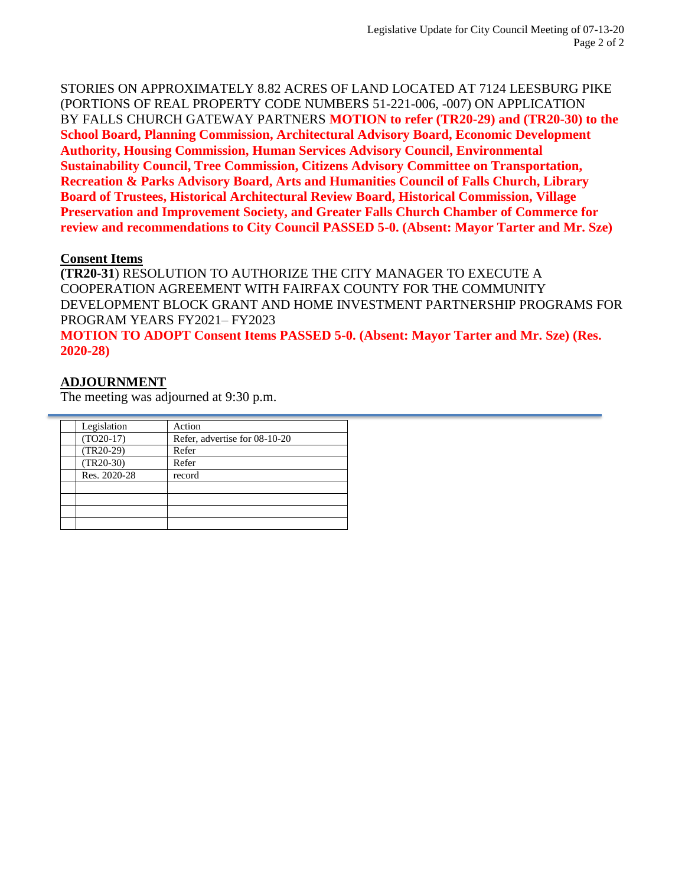STORIES ON APPROXIMATELY 8.82 ACRES OF LAND LOCATED AT 7124 LEESBURG PIKE (PORTIONS OF REAL PROPERTY CODE NUMBERS 51-221-006, -007) ON APPLICATION BY FALLS CHURCH GATEWAY PARTNERS **MOTION to refer (TR20-29) and (TR20-30) to the School Board, Planning Commission, Architectural Advisory Board, Economic Development Authority, Housing Commission, Human Services Advisory Council, Environmental Sustainability Council, Tree Commission, Citizens Advisory Committee on Transportation, Recreation & Parks Advisory Board, Arts and Humanities Council of Falls Church, Library Board of Trustees, Historical Architectural Review Board, Historical Commission, Village Preservation and Improvement Society, and Greater Falls Church Chamber of Commerce for review and recommendations to City Council PASSED 5-0. (Absent: Mayor Tarter and Mr. Sze)**

## Consent Items

**(TR20-31**) RESOLUTION TO AUTHORIZE THE CITY MANAGER TO EXECUTE A COOPERATION AGREEMENT WITH FAIRFAX COUNTY FOR THE COMMUNITY DEVELOPMENT BLOCK GRANT AND HOME INVESTMENT PARTNERSHIP PROGRAMS FOR PROGRAM YEARS FY2021– FY2023
**MOTION TO ADOPT Consent Items PASSED 5-0. (Absent: Mayor Tarter and Mr. Sze) (Res. 2020-28)**

## ADJOURNMENT

The meeting was adjourned at 9:30 p.m.

| | Legislation | Action |
|---|---|---|
| | (TO20-17) | Refer, advertise for 08-10-20 |
| | (TR20-29) | Refer |
| | (TR20-30) | Refer |
| | Res. 2020-28 | record |
| | | |
| | | |
| | | |
| | | |